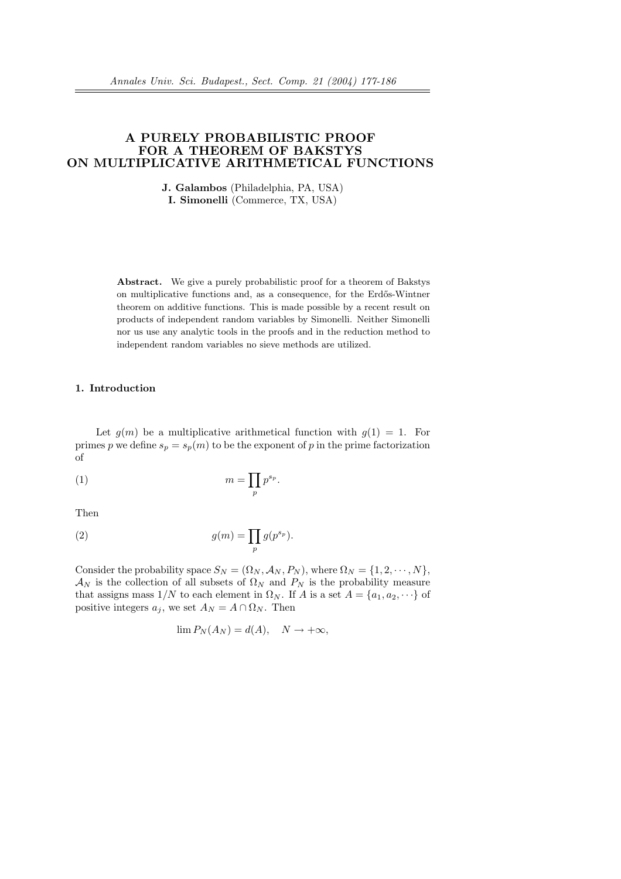# A PURELY PROBABILISTIC PROOF FOR A THEOREM OF BAKSTYS ON MULTIPLICATIVE ARITHMETICAL FUNCTIONS

**J. Galambos** (Philadelphia, PA, USA)
**I. Simonelli** (Commerce, TX, USA)

**Abstract.** We give a purely probabilistic proof for a theorem of Bakstys on multiplicative functions and, as a consequence, for the Erdős-Wintner theorem on additive functions. This is made possible by a recent result on products of independent random variables by Simonelli. Neither Simonelli nor us use any analytic tools in the proofs and in the reduction method to independent random variables no sieve methods are utilized.

## 1. Introduction

Let $g(m)$ be a multiplicative arithmetical function with $g(1) = 1$. For primes $p$ we define $s_p = s_p(m)$ to be the exponent of $p$ in the prime factorization of

$$m = \prod_p p^{s_p}. \tag{1}$$

Then

$$g(m) = \prod_p g(p^{s_p}). \tag{2}$$

Consider the probability space $S_N = (\Omega_N, \mathcal{A}_N, P_N)$, where $\Omega_N = \{1, 2, \cdots, N\}$, $\mathcal{A}_N$ is the collection of all subsets of $\Omega_N$ and $P_N$ is the probability measure that assigns mass $1/N$ to each element in $\Omega_N$. If $A$ is a set $A = \{a_1, a_2, \cdots\}$ of positive integers $a_j$, we set $A_N = A \cap \Omega_N$. Then

$$\lim P_N(A_N) = d(A), \quad N \to +\infty,$$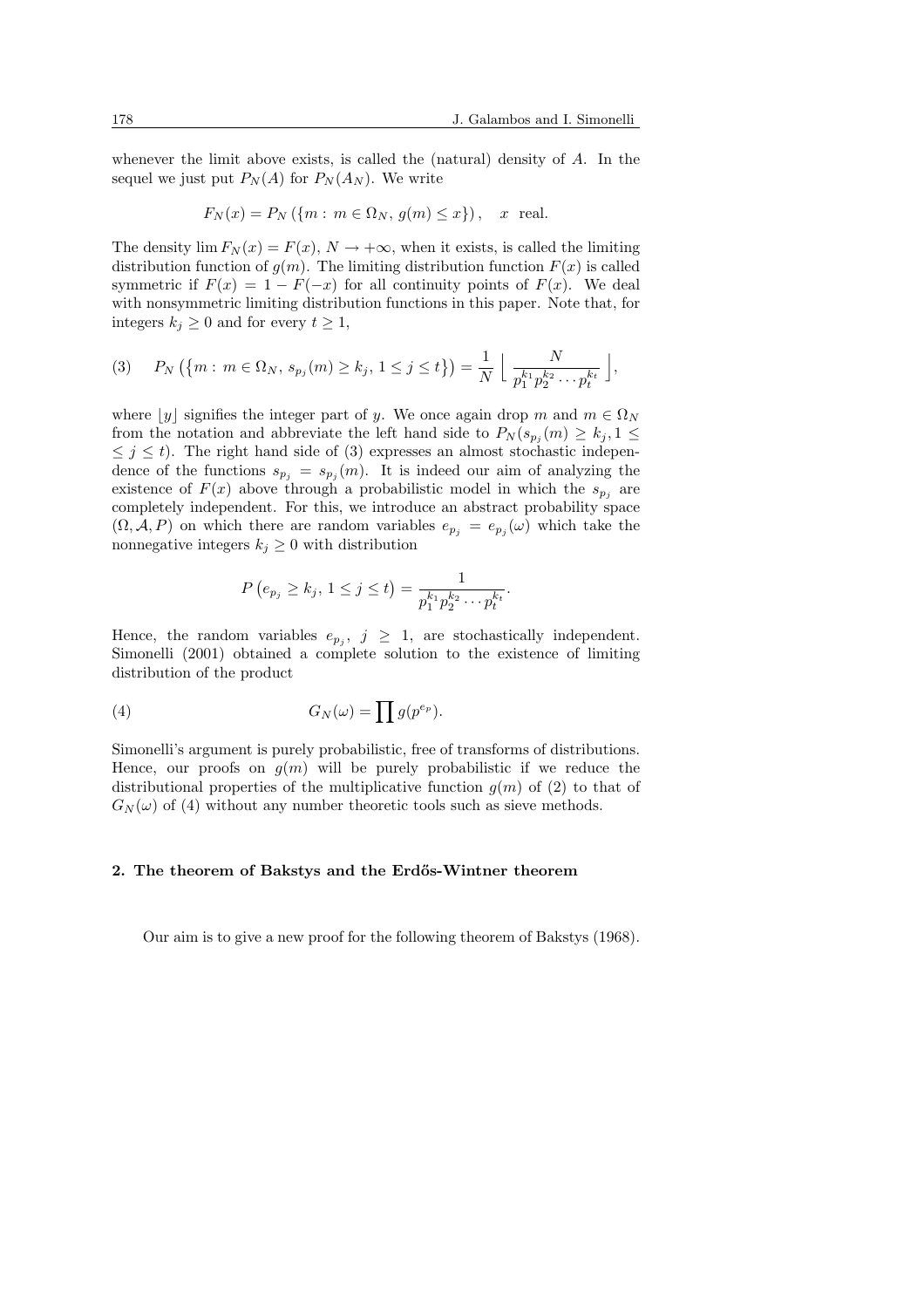whenever the limit above exists, is called the (natural) density of $A$. In the sequel we just put $P_N(A)$ for $P_N(A_N)$. We write

$$F_N(x) = P_N\left(\{m : \, m \in \Omega_N, \, g(m) \le x\}\right), \quad x \text{ real.}$$

The density $\lim F_N(x) = F(x)$, $N \to +\infty$, when it exists, is called the limiting distribution function of $g(m)$. The limiting distribution function $F(x)$ is called symmetric if $F(x) = 1 - F(-x)$ for all continuity points of $F(x)$. We deal with nonsymmetric limiting distribution functions in this paper. Note that, for integers $k_j \ge 0$ and for every $t \ge 1$,

$$(3) \qquad P_N\left(\{m : \, m \in \Omega_N, \, s_{p_j}(m) \ge k_j, \, 1 \le j \le t\}\right) = \frac{1}{N} \left\lfloor \frac{N}{p_1^{k_1} p_2^{k_2} \cdots p_t^{k_t}} \right\rfloor,$$

where $\lfloor y \rfloor$ signifies the integer part of $y$. We once again drop $m$ and $m \in \Omega_N$ from the notation and abbreviate the left hand side to $P_N(s_{p_j}(m) \ge k_j, 1 \le \le j \le t)$. The right hand side of (3) expresses an almost stochastic independence of the functions $s_{p_j} = s_{p_j}(m)$. It is indeed our aim of analyzing the existence of $F(x)$ above through a probabilistic model in which the $s_{p_j}$ are completely independent. For this, we introduce an abstract probability space $(\Omega, \mathcal{A}, P)$ on which there are random variables $e_{p_j} = e_{p_j}(\omega)$ which take the nonnegative integers $k_j \ge 0$ with distribution

$$P\left(e_{p_j} \ge k_j, \, 1 \le j \le t\right) = \frac{1}{p_1^{k_1} p_2^{k_2} \cdots p_t^{k_t}}.$$

Hence, the random variables $e_{p_j}$, $j \ge 1$, are stochastically independent. Simonelli (2001) obtained a complete solution to the existence of limiting distribution of the product

$$(4) \qquad G_N(\omega) = \prod g(p^{e_p}).$$

Simonelli's argument is purely probabilistic, free of transforms of distributions. Hence, our proofs on $g(m)$ will be purely probabilistic if we reduce the distributional properties of the multiplicative function $g(m)$ of (2) to that of $G_N(\omega)$ of (4) without any number theoretic tools such as sieve methods.

## 2. The theorem of Bakstys and the Erdős-Wintner theorem

Our aim is to give a new proof for the following theorem of Bakstys (1968).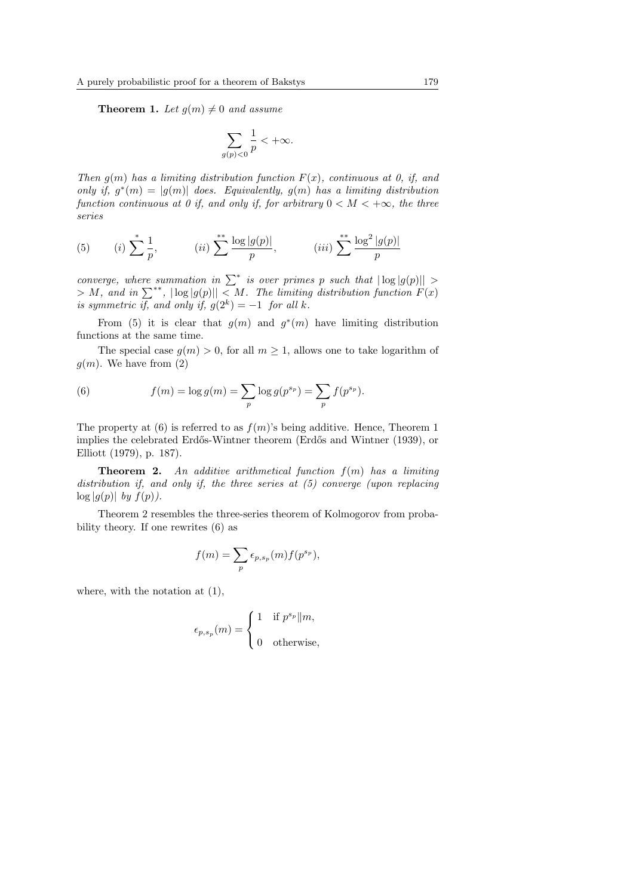**Theorem 1.** *Let $g(m) \neq 0$ and assume*

$$\sum_{g(p)<0} \frac{1}{p} < +\infty.$$

*Then $g(m)$ has a limiting distribution function $F(x)$, continuous at 0, if, and only if, $g^*(m) = |g(m)|$ does. Equivalently, $g(m)$ has a limiting distribution function continuous at 0 if, and only if, for arbitrary $0 < M < +\infty$, the three series*

$$(5) \qquad (i) \sum{}^{*} \frac{1}{p}, \qquad (ii) \sum{}^{**} \frac{\log |g(p)|}{p}, \qquad (iii) \sum{}^{**} \frac{\log^2 |g(p)|}{p}$$

*converge, where summation in $\sum^*$ is over primes $p$ such that $|\log |g(p)|| > M$, and in $\sum^{**}$, $|\log |g(p)|| < M$. The limiting distribution function $F(x)$ is symmetric if, and only if, $g(2^k) = -1$ for all $k$.*

From (5) it is clear that $g(m)$ and $g^*(m)$ have limiting distribution functions at the same time.

The special case $g(m) > 0$, for all $m \geq 1$, allows one to take logarithm of $g(m)$. We have from (2)

$$(6) \qquad f(m) = \log g(m) = \sum_p \log g(p^{s_p}) = \sum_p f(p^{s_p}).$$

The property at (6) is referred to as $f(m)$'s being additive. Hence, Theorem 1 implies the celebrated Erdős-Wintner theorem (Erdős and Wintner (1939), or Elliott (1979), p. 187).

**Theorem 2.** *An additive arithmetical function $f(m)$ has a limiting distribution if, and only if, the three series at (5) converge (upon replacing $\log |g(p)|$ by $f(p)$).*

Theorem 2 resembles the three-series theorem of Kolmogorov from probability theory. If one rewrites (6) as

$$f(m) = \sum_p \epsilon_{p,s_p}(m) f(p^{s_p}),$$

where, with the notation at (1),

$$\epsilon_{p,s_p}(m) = \begin{cases} 1 & \text{if } p^{s_p} \| m, \\ 0 & \text{otherwise,} \end{cases}$$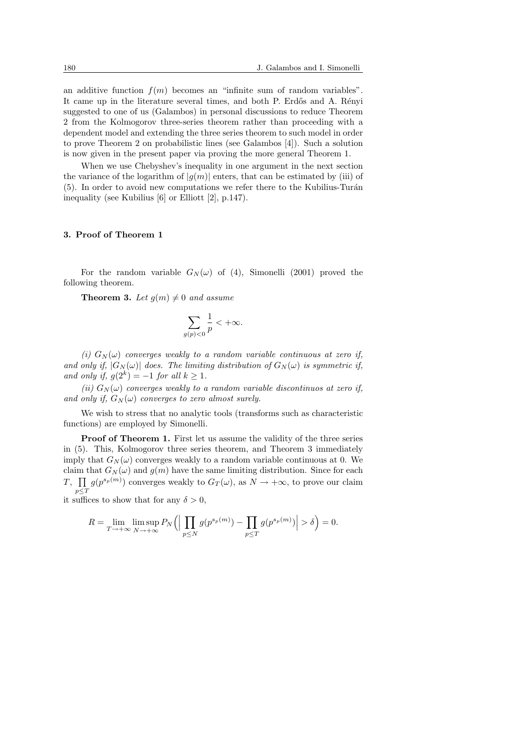an additive function $f(m)$ becomes an "infinite sum of random variables". It came up in the literature several times, and both P. Erdős and A. Rényi suggested to one of us (Galambos) in personal discussions to reduce Theorem 2 from the Kolmogorov three-series theorem rather than proceeding with a dependent model and extending the three series theorem to such model in order to prove Theorem 2 on probabilistic lines (see Galambos [4]). Such a solution is now given in the present paper via proving the more general Theorem 1.

When we use Chebyshev's inequality in one argument in the next section the variance of the logarithm of $|g(m)|$ enters, that can be estimated by (iii) of (5). In order to avoid new computations we refer there to the Kubilius-Turán inequality (see Kubilius [6] or Elliott [2], p.147).

### 3. Proof of Theorem 1

For the random variable $G_N(\omega)$ of (4), Simonelli (2001) proved the following theorem.

**Theorem 3.** *Let $g(m) \neq 0$ and assume*

$$\sum_{g(p)<0} \frac{1}{p} < +\infty.$$

*(i) $G_N(\omega)$ converges weakly to a random variable continuous at zero if, and only if, $|G_N(\omega)|$ does. The limiting distribution of $G_N(\omega)$ is symmetric if, and only if, $g(2^k) = -1$ for all $k \geq 1$.*

*(ii) $G_N(\omega)$ converges weakly to a random variable discontinuos at zero if, and only if, $G_N(\omega)$ converges to zero almost surely.*

We wish to stress that no analytic tools (transforms such as characteristic functions) are employed by Simonelli.

**Proof of Theorem 1.** First let us assume the validity of the three series in (5). This, Kolmogorov three series theorem, and Theorem 3 immediately imply that $G_N(\omega)$ converges weakly to a random variable continuous at 0. We claim that $G_N(\omega)$ and $g(m)$ have the same limiting distribution. Since for each $T$, $\prod_{p \leq T} g(p^{s_p(m)})$ converges weakly to $G_T(\omega)$, as $N \to +\infty$, to prove our claim it suffices to show that for any $\delta > 0$,

$$R = \lim_{T \to +\infty} \limsup_{N \to +\infty} P_N\Big( \Big| \prod_{p \leq N} g(p^{s_p(m)}) - \prod_{p \leq T} g(p^{s_p(m)}) \Big| > \delta \Big) = 0.$$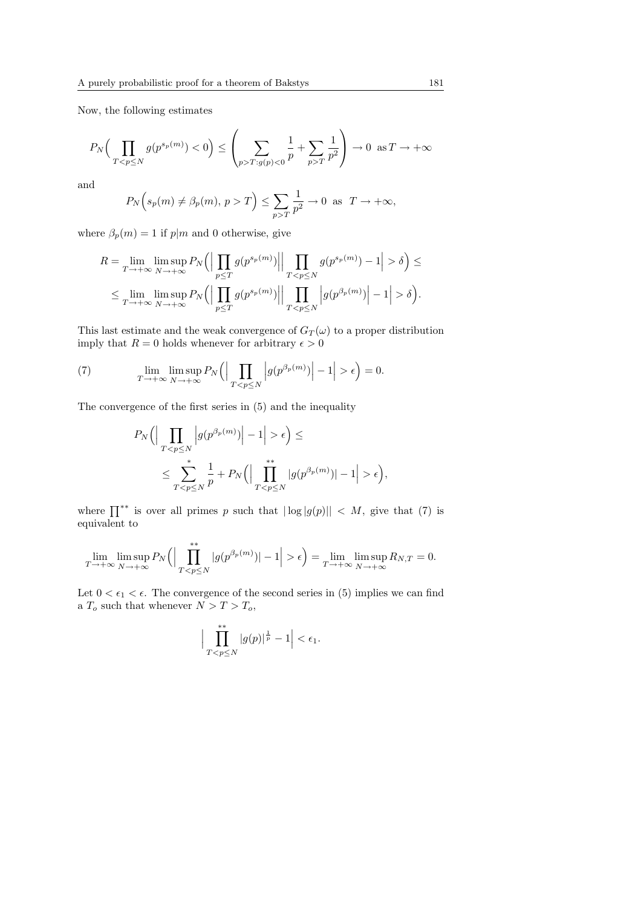Now, the following estimates

$$P_N\Big(\prod_{T<p\leq N} g(p^{s_p(m)}) < 0\Big) \leq \left(\sum_{p>T: g(p)<0} \frac{1}{p} + \sum_{p>T} \frac{1}{p^2}\right) \to 0 \text{ as } T \to +\infty$$

and

$$P_N\Big(s_p(m) \neq \beta_p(m),\, p > T\Big) \leq \sum_{p>T} \frac{1}{p^2} \to 0 \text{ as } T \to +\infty,$$

where $\beta_p(m) = 1$ if $p|m$ and 0 otherwise, give

$$R = \lim_{T\to+\infty} \limsup_{N\to+\infty} P_N\Big(\Big|\prod_{p\leq T} g(p^{s_p(m)})\Big|\Big|\prod_{T<p\leq N} g(p^{s_p(m)}) - 1\Big| > \delta\Big) \leq$$

$$\leq \lim_{T\to+\infty} \limsup_{N\to+\infty} P_N\Big(\Big|\prod_{p\leq T} g(p^{s_p(m)})\Big|\Big|\prod_{T<p\leq N} \Big|g(p^{\beta_p(m)})\Big| - 1\Big| > \delta\Big).$$

This last estimate and the weak convergence of $G_T(\omega)$ to a proper distribution imply that $R = 0$ holds whenever for arbitrary $\epsilon > 0$

$$\lim_{T\to+\infty} \limsup_{N\to+\infty} P_N\Big(\Big|\prod_{T<p\leq N} \Big|g(p^{\beta_p(m)})\Big| - 1\Big| > \epsilon\Big) = 0. \tag{7}$$

The convergence of the first series in (5) and the inequality

$$P_N\Big(\Big|\prod_{T<p\leq N} \Big|g(p^{\beta_p(m)})\Big| - 1\Big| > \epsilon\Big) \leq$$

$$\leq \sum_{T<p\leq N}^{*} \frac{1}{p} + P_N\Big(\Big|\prod_{T<p\leq N}^{**} |g(p^{\beta_p(m)})| - 1\Big| > \epsilon\Big),$$

where $\prod^{**}$ is over all primes $p$ such that $|\log|g(p)|| < M$, give that (7) is equivalent to

$$\lim_{T\to+\infty} \limsup_{N\to+\infty} P_N\Big(\Big|\prod_{T<p\leq N}^{**} |g(p^{\beta_p(m)})| - 1\Big| > \epsilon\Big) = \lim_{T\to+\infty} \limsup_{N\to+\infty} R_{N,T} = 0.$$

Let $0 < \epsilon_1 < \epsilon$. The convergence of the second series in (5) implies we can find a $T_o$ such that whenever $N > T > T_o$,

$$\Big|\prod_{T<p\leq N}^{**} |g(p)|^{\frac{1}{p}} - 1\Big| < \epsilon_1.$$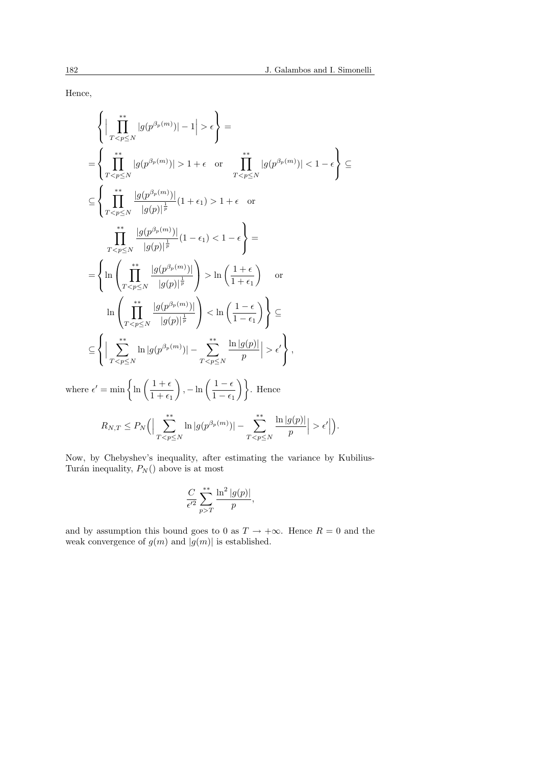Hence,

$$
\begin{aligned}
&\left\{ \Big| \prod_{T<p\leq N}^{**} |g(p^{\beta_p(m)})| - 1 \Big| > \epsilon \right\} = \\
&= \left\{ \prod_{T<p\leq N}^{**} |g(p^{\beta_p(m)})| > 1+\epsilon \quad \text{or} \quad \prod_{T<p\leq N}^{**} |g(p^{\beta_p(m)})| < 1-\epsilon \right\} \subseteq \\
&\subseteq \left\{ \prod_{T<p\leq N}^{**} \frac{|g(p^{\beta_p(m)})|}{|g(p)|^{\frac{1}{p}}} (1+\epsilon_1) > 1+\epsilon \quad \text{or} \right. \\
&\qquad \left. \prod_{T<p\leq N}^{**} \frac{|g(p^{\beta_p(m)})|}{|g(p)|^{\frac{1}{p}}} (1-\epsilon_1) < 1-\epsilon \right\} = \\
&= \left\{ \ln \left( \prod_{T<p\leq N}^{**} \frac{|g(p^{\beta_p(m)})|}{|g(p)|^{\frac{1}{p}}} \right) > \ln \left( \frac{1+\epsilon}{1+\epsilon_1} \right) \quad \text{or} \right. \\
&\qquad \left. \ln \left( \prod_{T<p\leq N}^{**} \frac{|g(p^{\beta_p(m)})|}{|g(p)|^{\frac{1}{p}}} \right) < \ln \left( \frac{1-\epsilon}{1-\epsilon_1} \right) \right\} \subseteq \\
&\subseteq \left\{ \Big| \sum_{T<p\leq N}^{**} \ln |g(p^{\beta_p(m)})| - \sum_{T<p\leq N}^{**} \frac{\ln |g(p)|}{p} \Big| > \epsilon' \right\},
\end{aligned}
$$

where $\epsilon' = \min \left\{ \ln \left( \frac{1+\epsilon}{1+\epsilon_1} \right), -\ln \left( \frac{1-\epsilon}{1-\epsilon_1} \right) \right\}$. Hence

$$
R_{N,T} \leq P_N \Big( \Big| \sum_{T<p\leq N}^{**} \ln |g(p^{\beta_p(m)})| - \sum_{T<p\leq N}^{**} \frac{\ln |g(p)|}{p} \Big| > \epsilon' \Big| \Big).
$$

Now, by Chebyshev's inequality, after estimating the variance by Kubilius-Turán inequality, $P_N()$ above is at most

$$
\frac{C}{\epsilon'^2} \sum_{p>T}^{**} \frac{\ln^2 |g(p)|}{p},
$$

and by assumption this bound goes to 0 as $T \to +\infty$. Hence $R = 0$ and the weak convergence of $g(m)$ and $|g(m)|$ is established.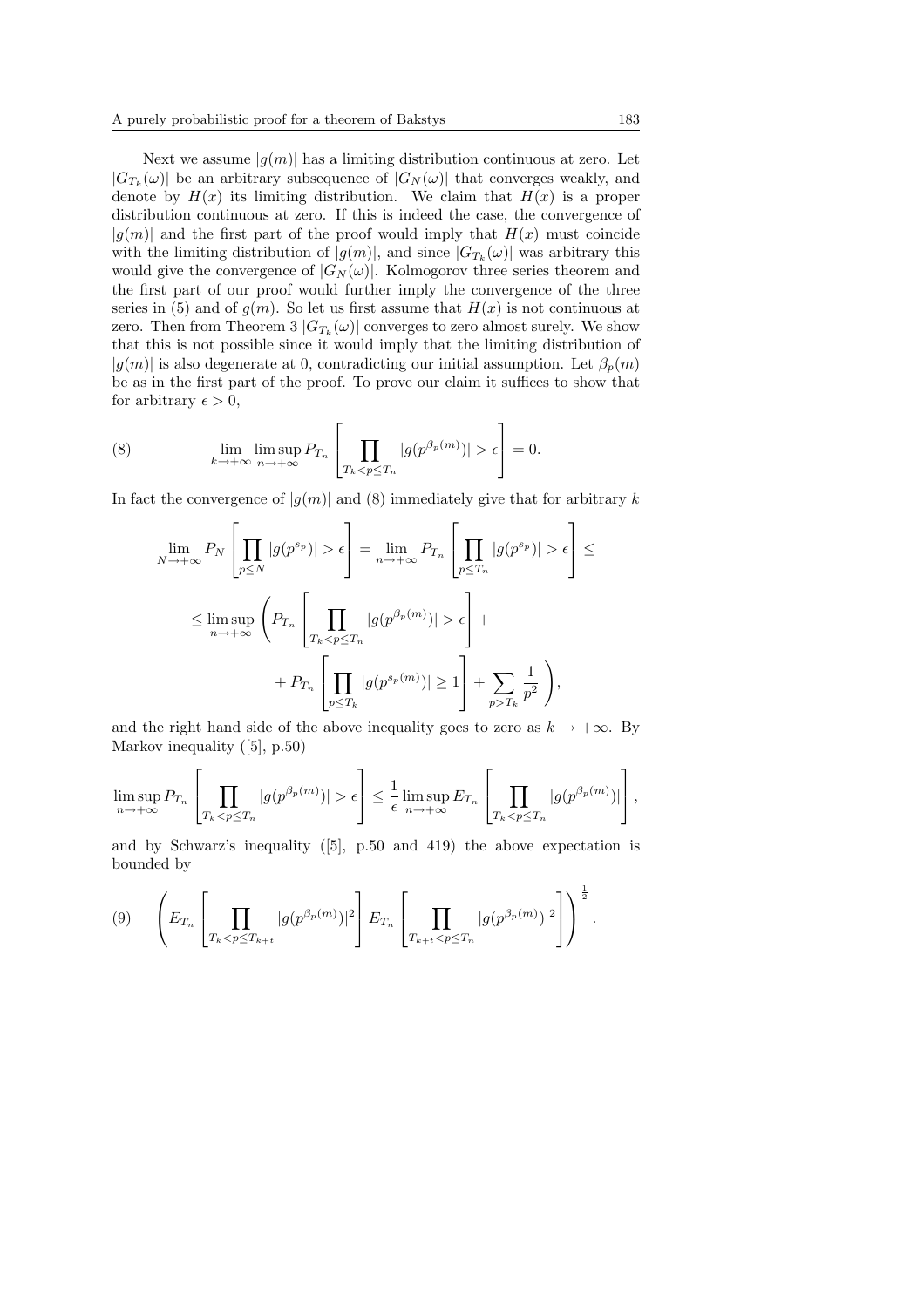Next we assume $|g(m)|$ has a limiting distribution continuous at zero. Let $|G_{T_k}(\omega)|$ be an arbitrary subsequence of $|G_N(\omega)|$ that converges weakly, and denote by $H(x)$ its limiting distribution. We claim that $H(x)$ is a proper distribution continuous at zero. If this is indeed the case, the convergence of $|g(m)|$ and the first part of the proof would imply that $H(x)$ must coincide with the limiting distribution of $|g(m)|$, and since $|G_{T_k}(\omega)|$ was arbitrary this would give the convergence of $|G_N(\omega)|$. Kolmogorov three series theorem and the first part of our proof would further imply the convergence of the three series in (5) and of $g(m)$. So let us first assume that $H(x)$ is not continuous at zero. Then from Theorem 3 $|G_{T_k}(\omega)|$ converges to zero almost surely. We show that this is not possible since it would imply that the limiting distribution of $|g(m)|$ is also degenerate at 0, contradicting our initial assumption. Let $\beta_p(m)$ be as in the first part of the proof. To prove our claim it suffices to show that for arbitrary $\epsilon > 0$,

$$\lim_{k\to+\infty} \limsup_{n\to+\infty} P_{T_n}\left[\prod_{T_k<p\leq T_n} |g(p^{\beta_p(m)})| > \epsilon\right] = 0. \tag{8}$$

In fact the convergence of $|g(m)|$ and (8) immediately give that for arbitrary $k$

$$\lim_{N\to+\infty} P_N\left[\prod_{p\leq N} |g(p^{s_p})| > \epsilon\right] = \lim_{n\to+\infty} P_{T_n}\left[\prod_{p\leq T_n} |g(p^{s_p})| > \epsilon\right] \leq$$

$$\leq \limsup_{n\to+\infty}\left(P_{T_n}\left[\prod_{T_k<p\leq T_n} |g(p^{\beta_p(m)})| > \epsilon\right] + \right.$$

$$\left. + P_{T_n}\left[\prod_{p\leq T_k} |g(p^{s_p(m)})| \geq 1\right] + \sum_{p>T_k}\frac{1}{p^2}\right),$$

and the right hand side of the above inequality goes to zero as $k\to+\infty$. By Markov inequality ([5], p.50)

$$\limsup_{n\to+\infty} P_{T_n}\left[\prod_{T_k<p\leq T_n} |g(p^{\beta_p(m)})| > \epsilon\right] \leq \frac{1}{\epsilon}\limsup_{n\to+\infty} E_{T_n}\left[\prod_{T_k<p\leq T_n} |g(p^{\beta_p(m)})|\right],$$

and by Schwarz's inequality ([5], p.50 and 419) the above expectation is bounded by

$$\left(E_{T_n}\left[\prod_{T_k<p\leq T_{k+t}} |g(p^{\beta_p(m)})|^2\right] E_{T_n}\left[\prod_{T_{k+t}<p\leq T_n} |g(p^{\beta_p(m)})|^2\right]\right)^{\frac{1}{2}}. \tag{9}$$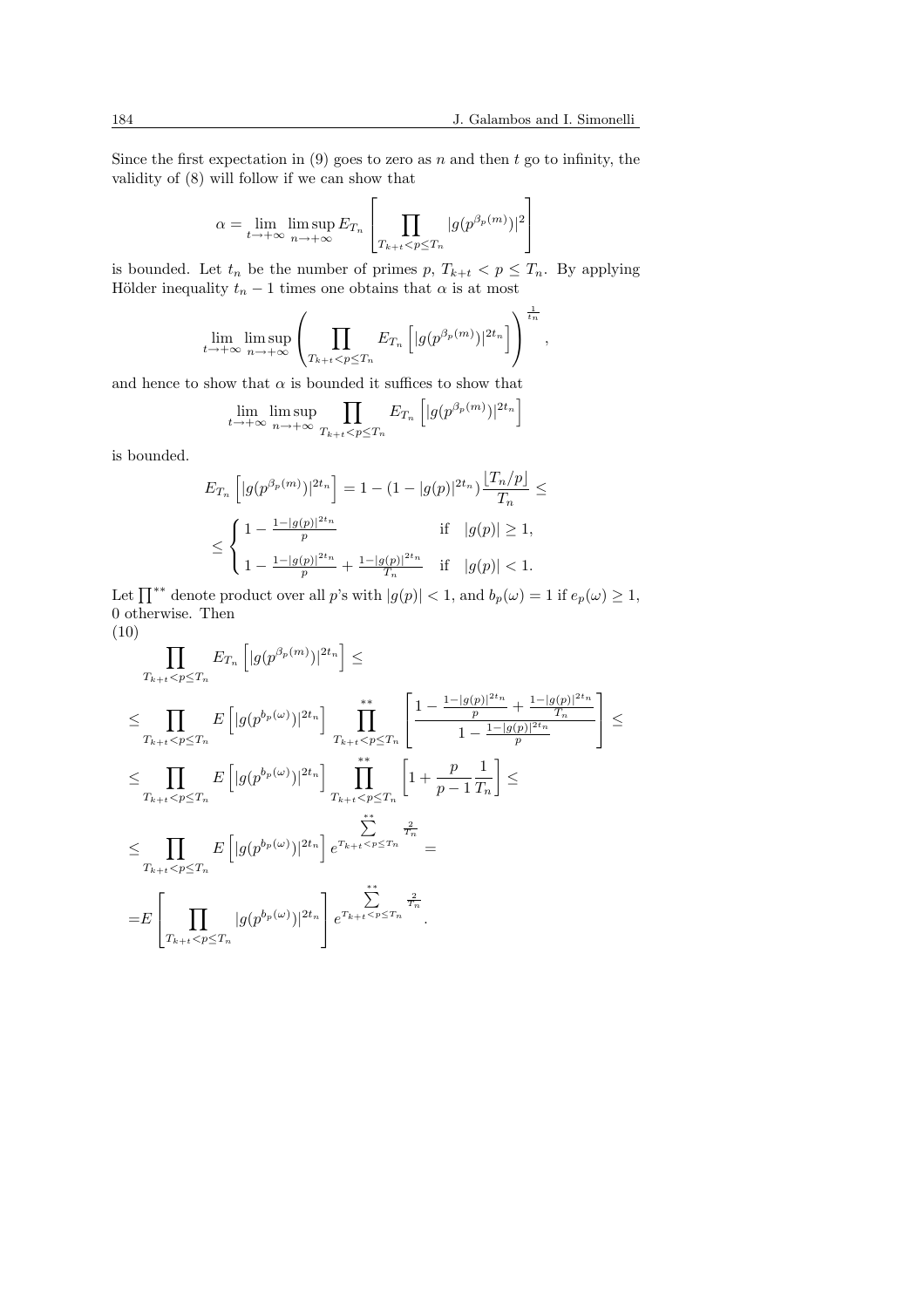Since the first expectation in (9) goes to zero as $n$ and then $t$ go to infinity, the validity of (8) will follow if we can show that

$$\alpha = \lim_{t\to+\infty} \limsup_{n\to+\infty} E_{T_n}\left[\prod_{T_{k+t}<p\le T_n} |g(p^{\beta_p(m)})|^2\right]$$

is bounded. Let $t_n$ be the number of primes $p$, $T_{k+t} < p \le T_n$. By applying Hölder inequality $t_n - 1$ times one obtains that $\alpha$ is at most

$$\lim_{t\to+\infty} \limsup_{n\to+\infty} \left(\prod_{T_{k+t}<p\le T_n} E_{T_n}\left[|g(p^{\beta_p(m)})|^{2t_n}\right]\right)^{\frac{1}{t_n}},$$

and hence to show that $\alpha$ is bounded it suffices to show that

$$\lim_{t\to+\infty} \limsup_{n\to+\infty} \prod_{T_{k+t}<p\le T_n} E_{T_n}\left[|g(p^{\beta_p(m)})|^{2t_n}\right]$$

is bounded.

$$E_{T_n}\left[|g(p^{\beta_p(m)})|^{2t_n}\right] = 1 - (1-|g(p)|^{2t_n})\frac{\lfloor T_n/p\rfloor}{T_n} \le$$

$$\le \begin{cases} 1 - \frac{1-|g(p)|^{2t_n}}{p} & \text{if} \quad |g(p)| \ge 1, \\ 1 - \frac{1-|g(p)|^{2t_n}}{p} + \frac{1-|g(p)|^{2t_n}}{T_n} & \text{if} \quad |g(p)| < 1. \end{cases}$$

Let $\prod^{**}$ denote product over all $p$'s with $|g(p)| < 1$, and $b_p(\omega) = 1$ if $e_p(\omega) \ge 1$, 0 otherwise. Then

(10)

$$\prod_{T_{k+t}<p\le T_n} E_{T_n}\left[|g(p^{\beta_p(m)})|^{2t_n}\right] \le$$

$$\le \prod_{T_{k+t}<p\le T_n} E\left[|g(p^{b_p(\omega)})|^{2t_n}\right] \prod_{T_{k+t}<p\le T_n}^{**}\left[\frac{1-\frac{1-|g(p)|^{2t_n}}{p}+\frac{1-|g(p)|^{2t_n}}{T_n}}{1-\frac{1-|g(p)|^{2t_n}}{p}}\right] \le$$

$$\le \prod_{T_{k+t}<p\le T_n} E\left[|g(p^{b_p(\omega)})|^{2t_n}\right] \prod_{T_{k+t}<p\le T_n}^{**}\left[1+\frac{p}{p-1}\frac{1}{T_n}\right] \le$$

$$\le \prod_{T_{k+t}<p\le T_n} E\left[|g(p^{b_p(\omega)})|^{2t_n}\right] e^{\sum^{**}_{T_{k+t}<p\le T_n} \frac{2}{T_n}} =$$

$$= E\left[\prod_{T_{k+t}<p\le T_n} |g(p^{b_p(\omega)})|^{2t_n}\right] e^{\sum^{**}_{T_{k+t}<p\le T_n} \frac{2}{T_n}}.$$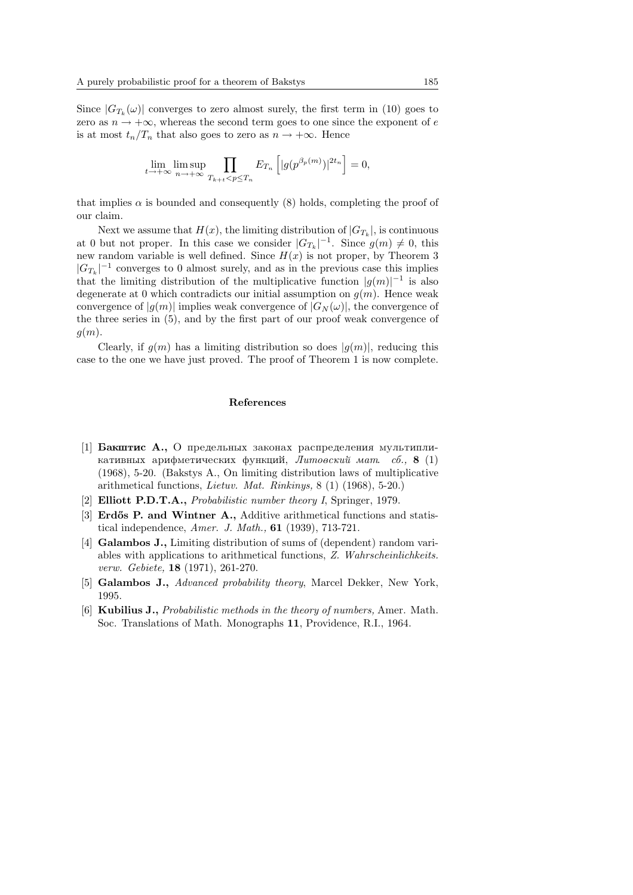Since $|G_{T_k}(\omega)|$ converges to zero almost surely, the first term in (10) goes to zero as $n \to +\infty$, whereas the second term goes to one since the exponent of $e$ is at most $t_n/T_n$ that also goes to zero as $n \to +\infty$. Hence

$$\lim_{t\to+\infty} \limsup_{n\to+\infty} \prod_{T_{k+t}<p\leq T_n} E_{T_n}\left[|g(p^{\beta_p(m)})|^{2t_n}\right] = 0,$$

that implies $\alpha$ is bounded and consequently (8) holds, completing the proof of our claim.

Next we assume that $H(x)$, the limiting distribution of $|G_{T_k}|$, is continuous at 0 but not proper. In this case we consider $|G_{T_k}|^{-1}$. Since $g(m) \neq 0$, this new random variable is well defined. Since $H(x)$ is not proper, by Theorem 3 $|G_{T_k}|^{-1}$ converges to 0 almost surely, and as in the previous case this implies that the limiting distribution of the multiplicative function $|g(m)|^{-1}$ is also degenerate at 0 which contradicts our initial assumption on $g(m)$. Hence weak convergence of $|g(m)|$ implies weak convergence of $|G_N(\omega)|$, the convergence of the three series in (5), and by the first part of our proof weak convergence of $g(m)$.

Clearly, if $g(m)$ has a limiting distribution so does $|g(m)|$, reducing this case to the one we have just proved. The proof of Theorem 1 is now complete.

## References

[1] **Бакштис А.,** О предельных законах распределения мультипликативных арифметических функций, *Литовский мат. сб.,* **8** (1) (1968), 5-20. (Bakstys A., On limiting distribution laws of multiplicative arithmetical functions, *Lietuv. Mat. Rinkinys,* 8 (1) (1968), 5-20.)

[2] **Elliott P.D.T.A.,** *Probabilistic number theory I*, Springer, 1979.

[3] **Erdős P. and Wintner A.,** Additive arithmetical functions and statistical independence, *Amer. J. Math.,* **61** (1939), 713-721.

[4] **Galambos J.,** Limiting distribution of sums of (dependent) random variables with applications to arithmetical functions, *Z. Wahrscheinlichkeits. verw. Gebiete,* **18** (1971), 261-270.

[5] **Galambos J.,** *Advanced probability theory*, Marcel Dekker, New York, 1995.

[6] **Kubilius J.,** *Probabilistic methods in the theory of numbers,* Amer. Math. Soc. Translations of Math. Monographs **11**, Providence, R.I., 1964.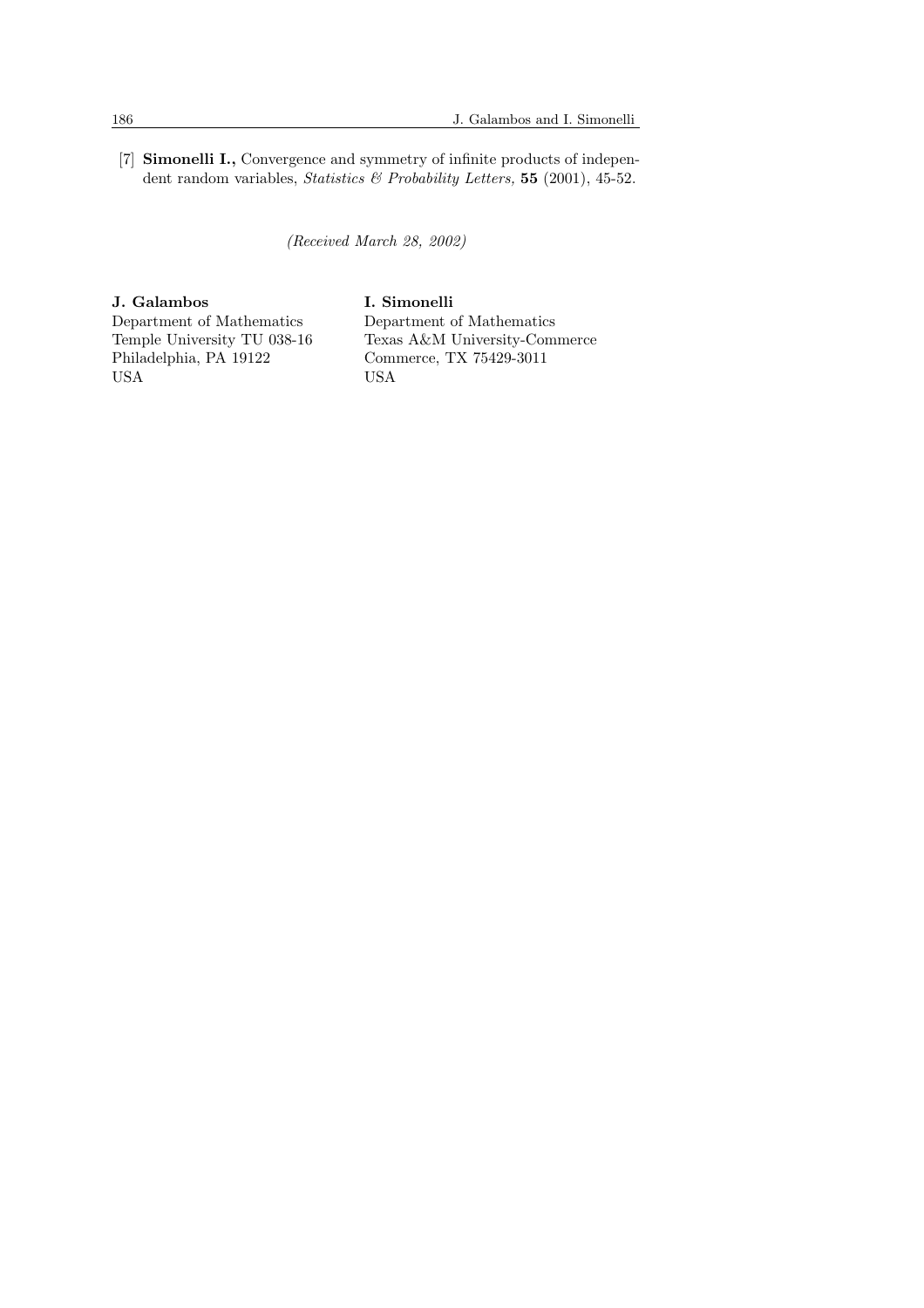[7] **Simonelli I.,** Convergence and symmetry of infinite products of independent random variables, *Statistics & Probability Letters,* **55** (2001), 45-52.

*(Received March 28, 2002)*

**J. Galambos**
Department of Mathematics
Temple University TU 038-16
Philadelphia, PA 19122
USA

**I. Simonelli**
Department of Mathematics
Texas A&M University-Commerce
Commerce, TX 75429-3011
USA